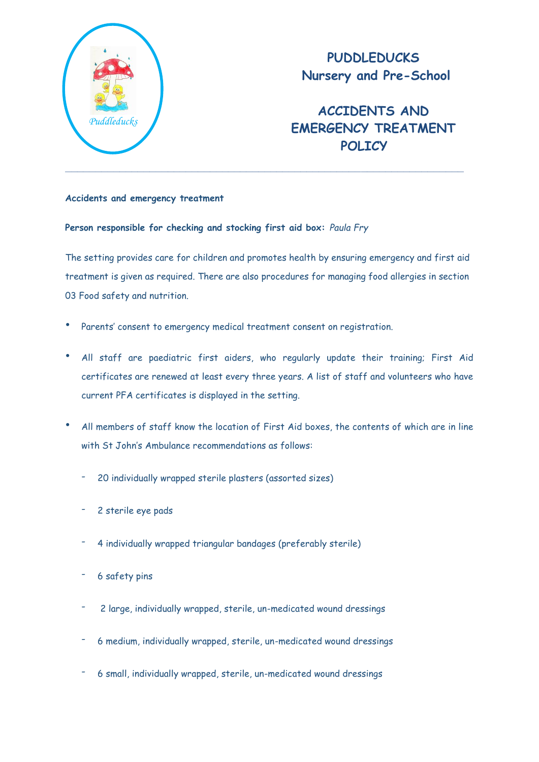# PUDDLEDUCKS
## Nursery and Pre-School

# ACCIDENTS AND EMERGENCY TREATMENT POLICY

---

**Accidents and emergency treatment**

**Person responsible for checking and stocking first aid box:** *Paula Fry*

The setting provides care for children and promotes health by ensuring emergency and first aid treatment is given as required. There are also procedures for managing food allergies in section 03 Food safety and nutrition.

- Parents' consent to emergency medical treatment consent on registration.
- All staff are paediatric first aiders, who regularly update their training; First Aid certificates are renewed at least every three years. A list of staff and volunteers who have current PFA certificates is displayed in the setting.
- All members of staff know the location of First Aid boxes, the contents of which are in line with St John's Ambulance recommendations as follows:
  - 20 individually wrapped sterile plasters (assorted sizes)
  - 2 sterile eye pads
  - 4 individually wrapped triangular bandages (preferably sterile)
  - 6 safety pins
  - 2 large, individually wrapped, sterile, un-medicated wound dressings
  - 6 medium, individually wrapped, sterile, un-medicated wound dressings
  - 6 small, individually wrapped, sterile, un-medicated wound dressings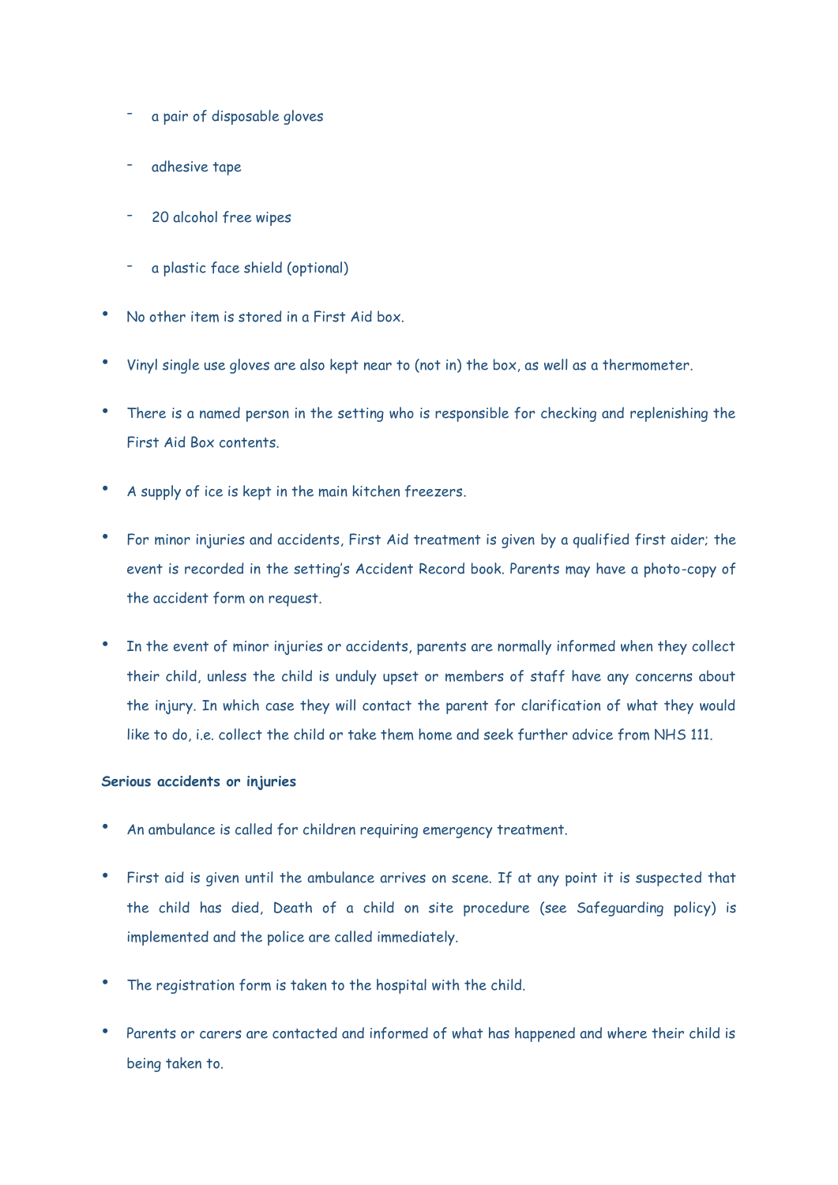- a pair of disposable gloves
  - adhesive tape
  - 20 alcohol free wipes
  - a plastic face shield (optional)

- No other item is stored in a First Aid box.
- Vinyl single use gloves are also kept near to (not in) the box, as well as a thermometer.
- There is a named person in the setting who is responsible for checking and replenishing the First Aid Box contents.
- A supply of ice is kept in the main kitchen freezers.
- For minor injuries and accidents, First Aid treatment is given by a qualified first aider; the event is recorded in the setting's Accident Record book. Parents may have a photo-copy of the accident form on request.
- In the event of minor injuries or accidents, parents are normally informed when they collect their child, unless the child is unduly upset or members of staff have any concerns about the injury. In which case they will contact the parent for clarification of what they would like to do, i.e. collect the child or take them home and seek further advice from NHS 111.

**Serious accidents or injuries**

- An ambulance is called for children requiring emergency treatment.
- First aid is given until the ambulance arrives on scene. If at any point it is suspected that the child has died, Death of a child on site procedure (see Safeguarding policy) is implemented and the police are called immediately.
- The registration form is taken to the hospital with the child.
- Parents or carers are contacted and informed of what has happened and where their child is being taken to.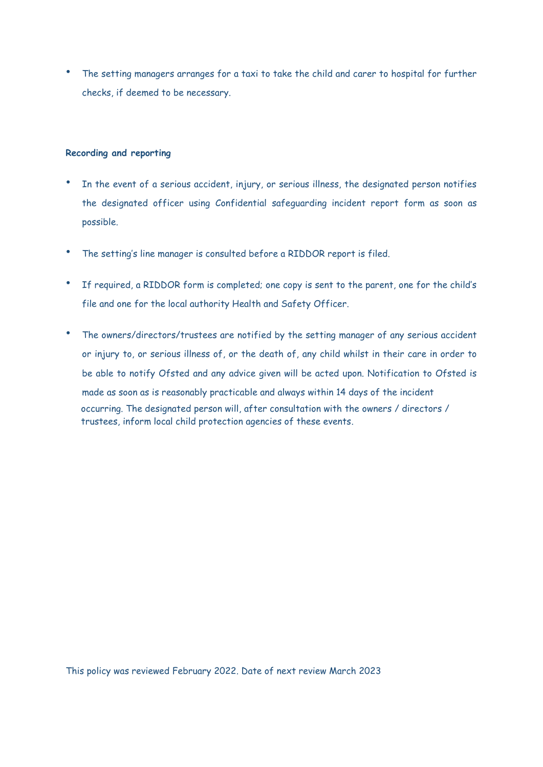- The setting managers arranges for a taxi to take the child and carer to hospital for further checks, if deemed to be necessary.

**Recording and reporting**

- In the event of a serious accident, injury, or serious illness, the designated person notifies the designated officer using Confidential safeguarding incident report form as soon as possible.
- The setting's line manager is consulted before a RIDDOR report is filed.
- If required, a RIDDOR form is completed; one copy is sent to the parent, one for the child's file and one for the local authority Health and Safety Officer.
- The owners/directors/trustees are notified by the setting manager of any serious accident or injury to, or serious illness of, or the death of, any child whilst in their care in order to be able to notify Ofsted and any advice given will be acted upon. Notification to Ofsted is made as soon as is reasonably practicable and always within 14 days of the incident occurring. The designated person will, after consultation with the owners / directors / trustees, inform local child protection agencies of these events.

This policy was reviewed February 2022. Date of next review March 2023